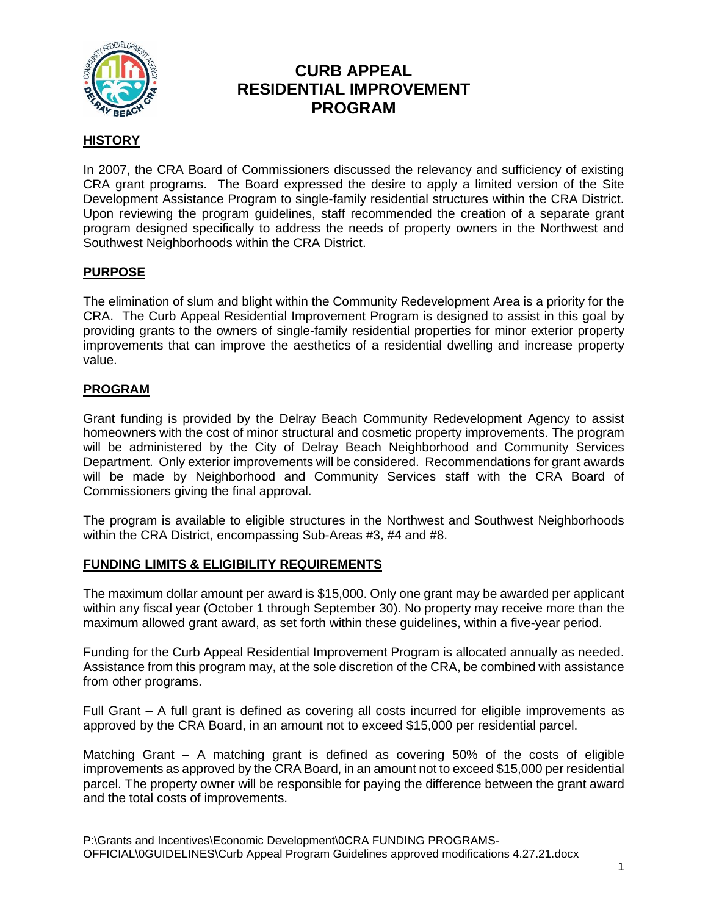# CURB APPEAL RESIDENTIAL IMPROVEMENT PROGRAM

## HISTORY

In 2007, the CRA Board of Commissioners discussed the relevancy and sufficiency of existing CRA grant programs. The Board expressed the desire to apply a limited version of the Site Development Assistance Program to single-family residential structures within the CRA District. Upon reviewing the program guidelines, staff recommended the creation of a separate grant program designed specifically to address the needs of property owners in the Northwest and Southwest Neighborhoods within the CRA District.

## PURPOSE

The elimination of slum and blight within the Community Redevelopment Area is a priority for the CRA. The Curb Appeal Residential Improvement Program is designed to assist in this goal by providing grants to the owners of single-family residential properties for minor exterior property improvements that can improve the aesthetics of a residential dwelling and increase property value.

## PROGRAM

Grant funding is provided by the Delray Beach Community Redevelopment Agency to assist homeowners with the cost of minor structural and cosmetic property improvements. The program will be administered by the City of Delray Beach Neighborhood and Community Services Department. Only exterior improvements will be considered. Recommendations for grant awards will be made by Neighborhood and Community Services staff with the CRA Board of Commissioners giving the final approval.

The program is available to eligible structures in the Northwest and Southwest Neighborhoods within the CRA District, encompassing Sub-Areas #3, #4 and #8.

## FUNDING LIMITS & ELIGIBILITY REQUIREMENTS

The maximum dollar amount per award is $15,000. Only one grant may be awarded per applicant within any fiscal year (October 1 through September 30). No property may receive more than the maximum allowed grant award, as set forth within these guidelines, within a five-year period.

Funding for the Curb Appeal Residential Improvement Program is allocated annually as needed. Assistance from this program may, at the sole discretion of the CRA, be combined with assistance from other programs.

Full Grant – A full grant is defined as covering all costs incurred for eligible improvements as approved by the CRA Board, in an amount not to exceed $15,000 per residential parcel.

Matching Grant – A matching grant is defined as covering 50% of the costs of eligible improvements as approved by the CRA Board, in an amount not to exceed $15,000 per residential parcel. The property owner will be responsible for paying the difference between the grant award and the total costs of improvements.

P:\Grants and Incentives\Economic Development\0CRA FUNDING PROGRAMS-OFFICIAL\0GUIDELINES\Curb Appeal Program Guidelines approved modifications 4.27.21.docx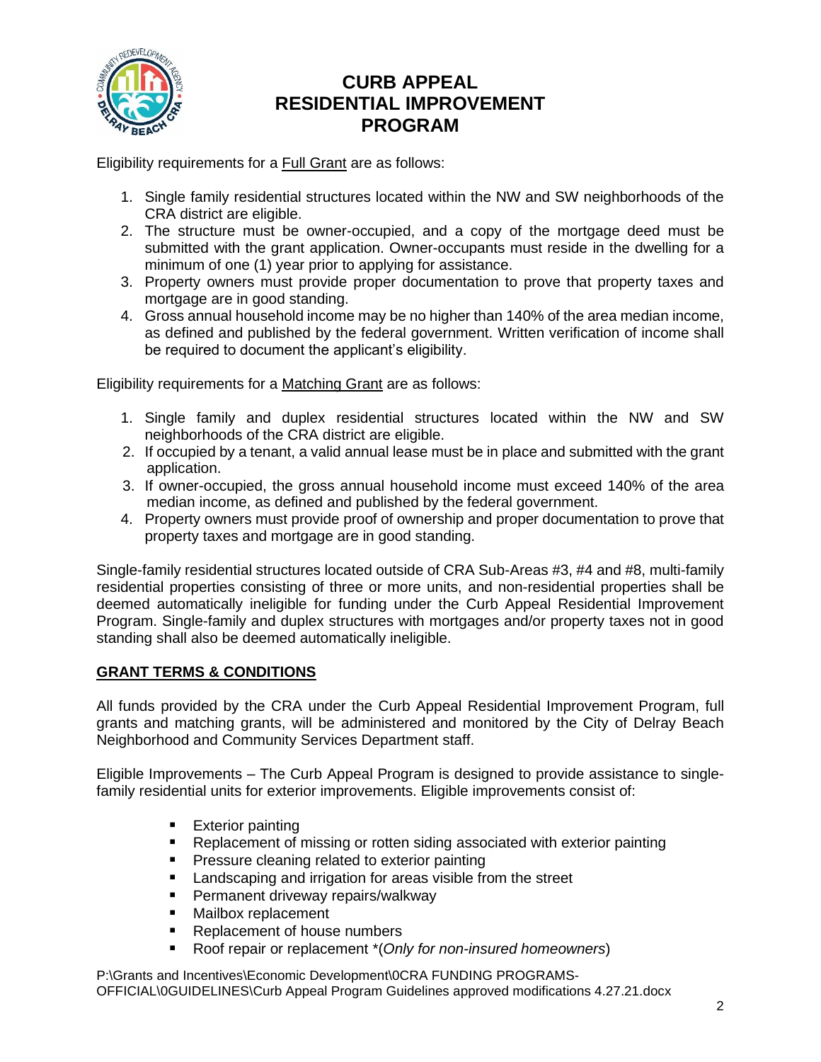# CURB APPEAL RESIDENTIAL IMPROVEMENT PROGRAM

Eligibility requirements for a Full Grant are as follows:

1. Single family residential structures located within the NW and SW neighborhoods of the CRA district are eligible.
2. The structure must be owner-occupied, and a copy of the mortgage deed must be submitted with the grant application. Owner-occupants must reside in the dwelling for a minimum of one (1) year prior to applying for assistance.
3. Property owners must provide proper documentation to prove that property taxes and mortgage are in good standing.
4. Gross annual household income may be no higher than 140% of the area median income, as defined and published by the federal government. Written verification of income shall be required to document the applicant's eligibility.

Eligibility requirements for a Matching Grant are as follows:

1. Single family and duplex residential structures located within the NW and SW neighborhoods of the CRA district are eligible.
2. If occupied by a tenant, a valid annual lease must be in place and submitted with the grant application.
3. If owner-occupied, the gross annual household income must exceed 140% of the area median income, as defined and published by the federal government.
4. Property owners must provide proof of ownership and proper documentation to prove that property taxes and mortgage are in good standing.

Single-family residential structures located outside of CRA Sub-Areas #3, #4 and #8, multi-family residential properties consisting of three or more units, and non-residential properties shall be deemed automatically ineligible for funding under the Curb Appeal Residential Improvement Program. Single-family and duplex structures with mortgages and/or property taxes not in good standing shall also be deemed automatically ineligible.

## GRANT TERMS & CONDITIONS

All funds provided by the CRA under the Curb Appeal Residential Improvement Program, full grants and matching grants, will be administered and monitored by the City of Delray Beach Neighborhood and Community Services Department staff.

Eligible Improvements – The Curb Appeal Program is designed to provide assistance to single-family residential units for exterior improvements. Eligible improvements consist of:

- Exterior painting
- Replacement of missing or rotten siding associated with exterior painting
- Pressure cleaning related to exterior painting
- Landscaping and irrigation for areas visible from the street
- Permanent driveway repairs/walkway
- Mailbox replacement
- Replacement of house numbers
- Roof repair or replacement *(*Only for non-insured homeowners*)

P:\Grants and Incentives\Economic Development\0CRA FUNDING PROGRAMS-OFFICIAL\0GUIDELINES\Curb Appeal Program Guidelines approved modifications 4.27.21.docx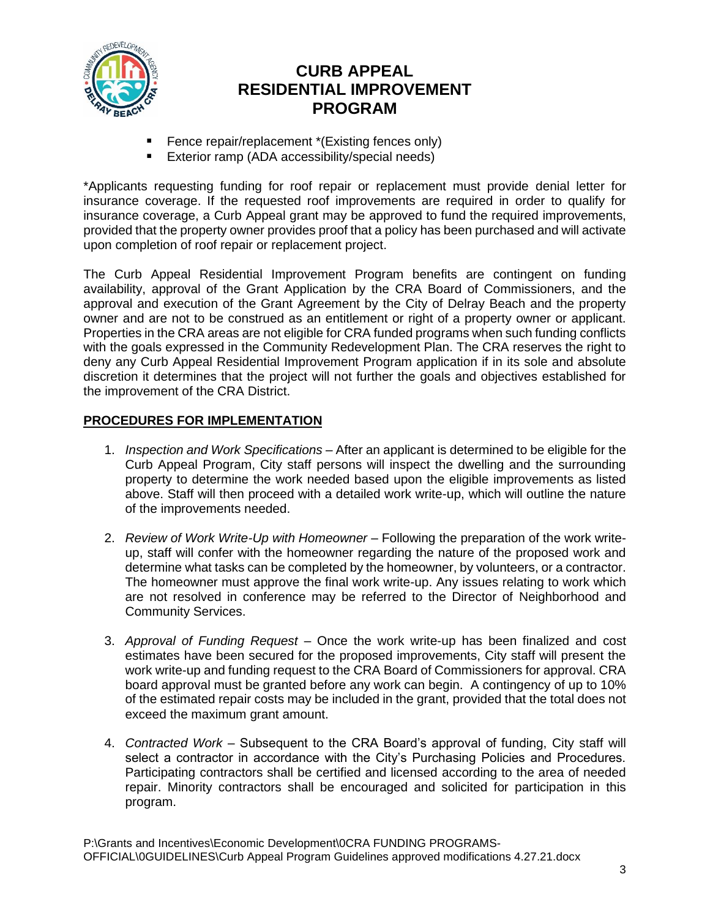# CURB APPEAL RESIDENTIAL IMPROVEMENT PROGRAM

- Fence repair/replacement *(Existing fences only)
- Exterior ramp (ADA accessibility/special needs)

*Applicants requesting funding for roof repair or replacement must provide denial letter for insurance coverage. If the requested roof improvements are required in order to qualify for insurance coverage, a Curb Appeal grant may be approved to fund the required improvements, provided that the property owner provides proof that a policy has been purchased and will activate upon completion of roof repair or replacement project.

The Curb Appeal Residential Improvement Program benefits are contingent on funding availability, approval of the Grant Application by the CRA Board of Commissioners, and the approval and execution of the Grant Agreement by the City of Delray Beach and the property owner and are not to be construed as an entitlement or right of a property owner or applicant. Properties in the CRA areas are not eligible for CRA funded programs when such funding conflicts with the goals expressed in the Community Redevelopment Plan. The CRA reserves the right to deny any Curb Appeal Residential Improvement Program application if in its sole and absolute discretion it determines that the project will not further the goals and objectives established for the improvement of the CRA District.

## PROCEDURES FOR IMPLEMENTATION

1. *Inspection and Work Specifications* – After an applicant is determined to be eligible for the Curb Appeal Program, City staff persons will inspect the dwelling and the surrounding property to determine the work needed based upon the eligible improvements as listed above. Staff will then proceed with a detailed work write-up, which will outline the nature of the improvements needed.

2. *Review of Work Write-Up with Homeowner* – Following the preparation of the work write-up, staff will confer with the homeowner regarding the nature of the proposed work and determine what tasks can be completed by the homeowner, by volunteers, or a contractor. The homeowner must approve the final work write-up. Any issues relating to work which are not resolved in conference may be referred to the Director of Neighborhood and Community Services.

3. *Approval of Funding Request* – Once the work write-up has been finalized and cost estimates have been secured for the proposed improvements, City staff will present the work write-up and funding request to the CRA Board of Commissioners for approval. CRA board approval must be granted before any work can begin. A contingency of up to 10% of the estimated repair costs may be included in the grant, provided that the total does not exceed the maximum grant amount.

4. *Contracted Work* – Subsequent to the CRA Board's approval of funding, City staff will select a contractor in accordance with the City's Purchasing Policies and Procedures. Participating contractors shall be certified and licensed according to the area of needed repair. Minority contractors shall be encouraged and solicited for participation in this program.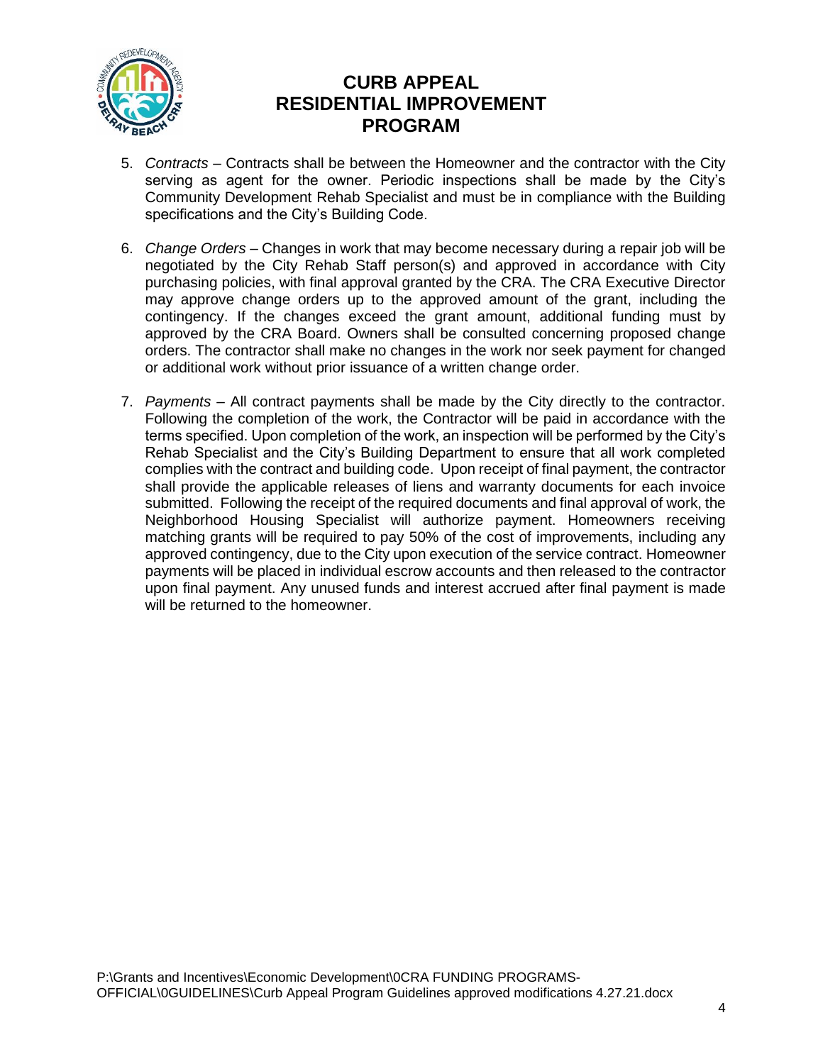# CURB APPEAL RESIDENTIAL IMPROVEMENT PROGRAM

5. *Contracts* – Contracts shall be between the Homeowner and the contractor with the City serving as agent for the owner. Periodic inspections shall be made by the City's Community Development Rehab Specialist and must be in compliance with the Building specifications and the City's Building Code.

6. *Change Orders* – Changes in work that may become necessary during a repair job will be negotiated by the City Rehab Staff person(s) and approved in accordance with City purchasing policies, with final approval granted by the CRA. The CRA Executive Director may approve change orders up to the approved amount of the grant, including the contingency. If the changes exceed the grant amount, additional funding must by approved by the CRA Board. Owners shall be consulted concerning proposed change orders. The contractor shall make no changes in the work nor seek payment for changed or additional work without prior issuance of a written change order.

7. *Payments* – All contract payments shall be made by the City directly to the contractor. Following the completion of the work, the Contractor will be paid in accordance with the terms specified. Upon completion of the work, an inspection will be performed by the City's Rehab Specialist and the City's Building Department to ensure that all work completed complies with the contract and building code. Upon receipt of final payment, the contractor shall provide the applicable releases of liens and warranty documents for each invoice submitted. Following the receipt of the required documents and final approval of work, the Neighborhood Housing Specialist will authorize payment. Homeowners receiving matching grants will be required to pay 50% of the cost of improvements, including any approved contingency, due to the City upon execution of the service contract. Homeowner payments will be placed in individual escrow accounts and then released to the contractor upon final payment. Any unused funds and interest accrued after final payment is made will be returned to the homeowner.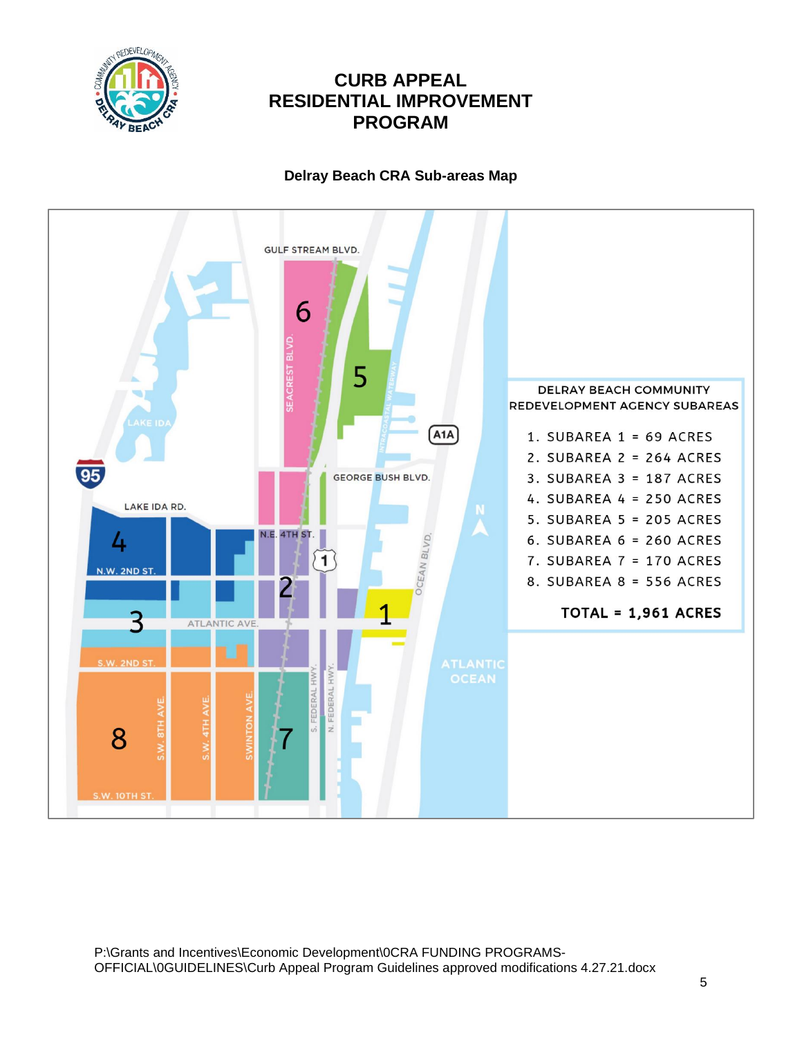# CURB APPEAL RESIDENTIAL IMPROVEMENT PROGRAM

**Delray Beach CRA Sub-areas Map**

GULF STREAM BLVD.

SEACREST BLVD.

INTRACOASTAL WATERWAY

A1A

LAKE IDA

95

GEORGE BUSH BLVD.

LAKE IDA RD.

N.E. 4TH ST.

N.W. 2ND ST.

1

OCEAN BLVD.

ATLANTIC AVE.

S.W. 2ND ST.

S. FEDERAL HWY.

N. FEDERAL HWY.

S.W. 8TH AVE.

S.W. 4TH AVE.

SWINTON AVE.

S.W. 10TH ST.

ATLANTIC OCEAN

N

1 2 3 4 5 6 7 8

DELRAY BEACH COMMUNITY REDEVELOPMENT AGENCY SUBAREAS

1. SUBAREA 1 = 69 ACRES
2. SUBAREA 2 = 264 ACRES
3. SUBAREA 3 = 187 ACRES
4. SUBAREA 4 = 250 ACRES
5. SUBAREA 5 = 205 ACRES
6. SUBAREA 6 = 260 ACRES
7. SUBAREA 7 = 170 ACRES
8. SUBAREA 8 = 556 ACRES

**TOTAL = 1,961 ACRES**

P:\Grants and Incentives\Economic Development\0CRA FUNDING PROGRAMS-OFFICIAL\0GUIDELINES\Curb Appeal Program Guidelines approved modifications 4.27.21.docx